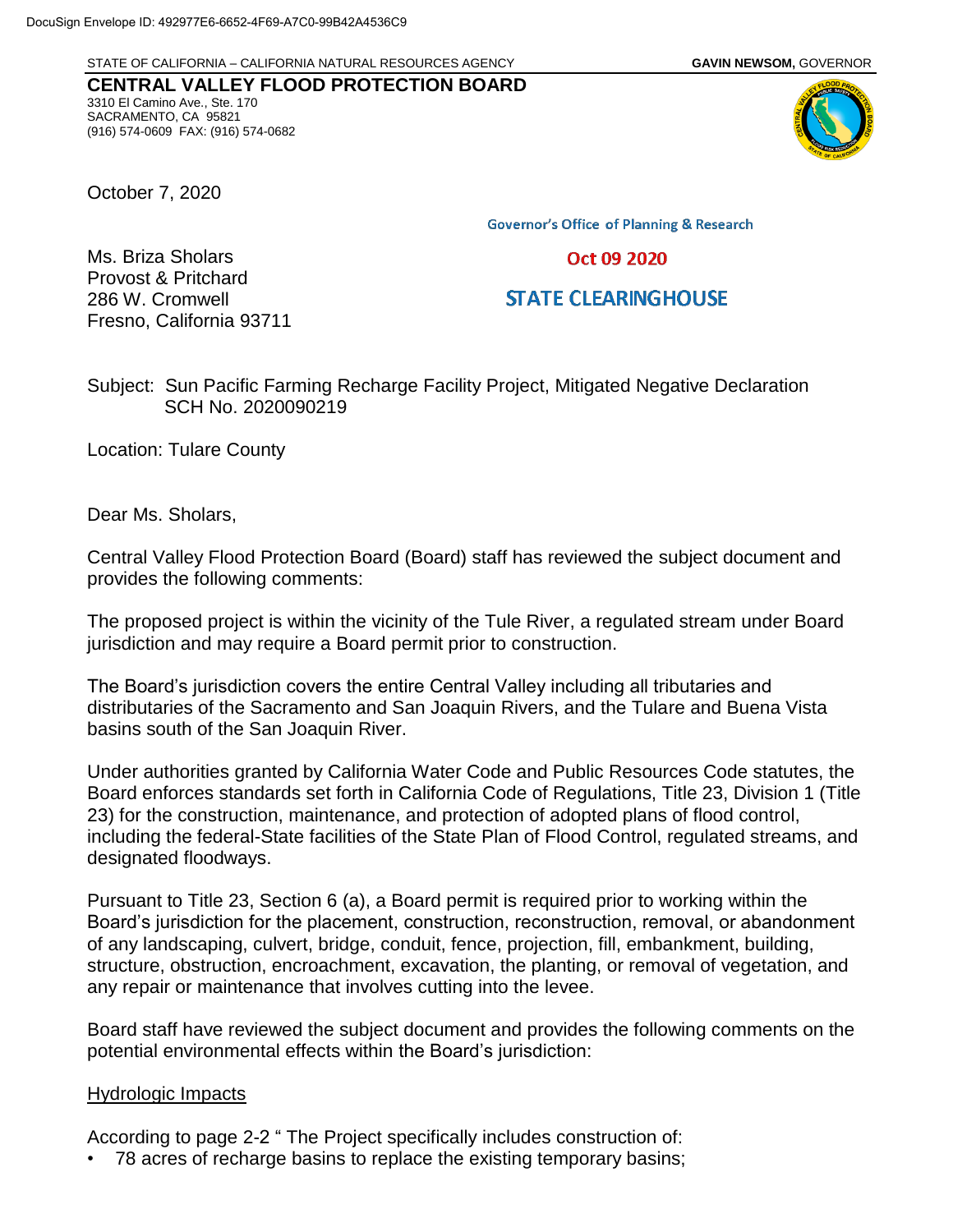DocuSign Envelope ID: 492977E6-6652-4F69-A7C0-99B42A4536C9

STATE OF CALIFORNIA – CALIFORNIA NATURAL RESOURCES AGENCY **GAVIN NEWSOM,** GOVERNOR

**CENTRAL VALLEY FLOOD PROTECTION BOARD**
3310 El Camino Ave., Ste. 170
SACRAMENTO, CA 95821
(916) 574-0609 FAX: (916) 574-0682

October 7, 2020

Governor's Office of Planning & Research

Oct 09 2020

STATE CLEARINGHOUSE

Ms. Briza Sholars
Provost & Pritchard
286 W. Cromwell
Fresno, California 93711

Subject: Sun Pacific Farming Recharge Facility Project, Mitigated Negative Declaration SCH No. 2020090219

Location: Tulare County

Dear Ms. Sholars,

Central Valley Flood Protection Board (Board) staff has reviewed the subject document and provides the following comments:

The proposed project is within the vicinity of the Tule River, a regulated stream under Board jurisdiction and may require a Board permit prior to construction.

The Board's jurisdiction covers the entire Central Valley including all tributaries and distributaries of the Sacramento and San Joaquin Rivers, and the Tulare and Buena Vista basins south of the San Joaquin River.

Under authorities granted by California Water Code and Public Resources Code statutes, the Board enforces standards set forth in California Code of Regulations, Title 23, Division 1 (Title 23) for the construction, maintenance, and protection of adopted plans of flood control, including the federal-State facilities of the State Plan of Flood Control, regulated streams, and designated floodways.

Pursuant to Title 23, Section 6 (a), a Board permit is required prior to working within the Board's jurisdiction for the placement, construction, reconstruction, removal, or abandonment of any landscaping, culvert, bridge, conduit, fence, projection, fill, embankment, building, structure, obstruction, encroachment, excavation, the planting, or removal of vegetation, and any repair or maintenance that involves cutting into the levee.

Board staff have reviewed the subject document and provides the following comments on the potential environmental effects within the Board's jurisdiction:

Hydrologic Impacts

According to page 2-2 " The Project specifically includes construction of:

- 78 acres of recharge basins to replace the existing temporary basins;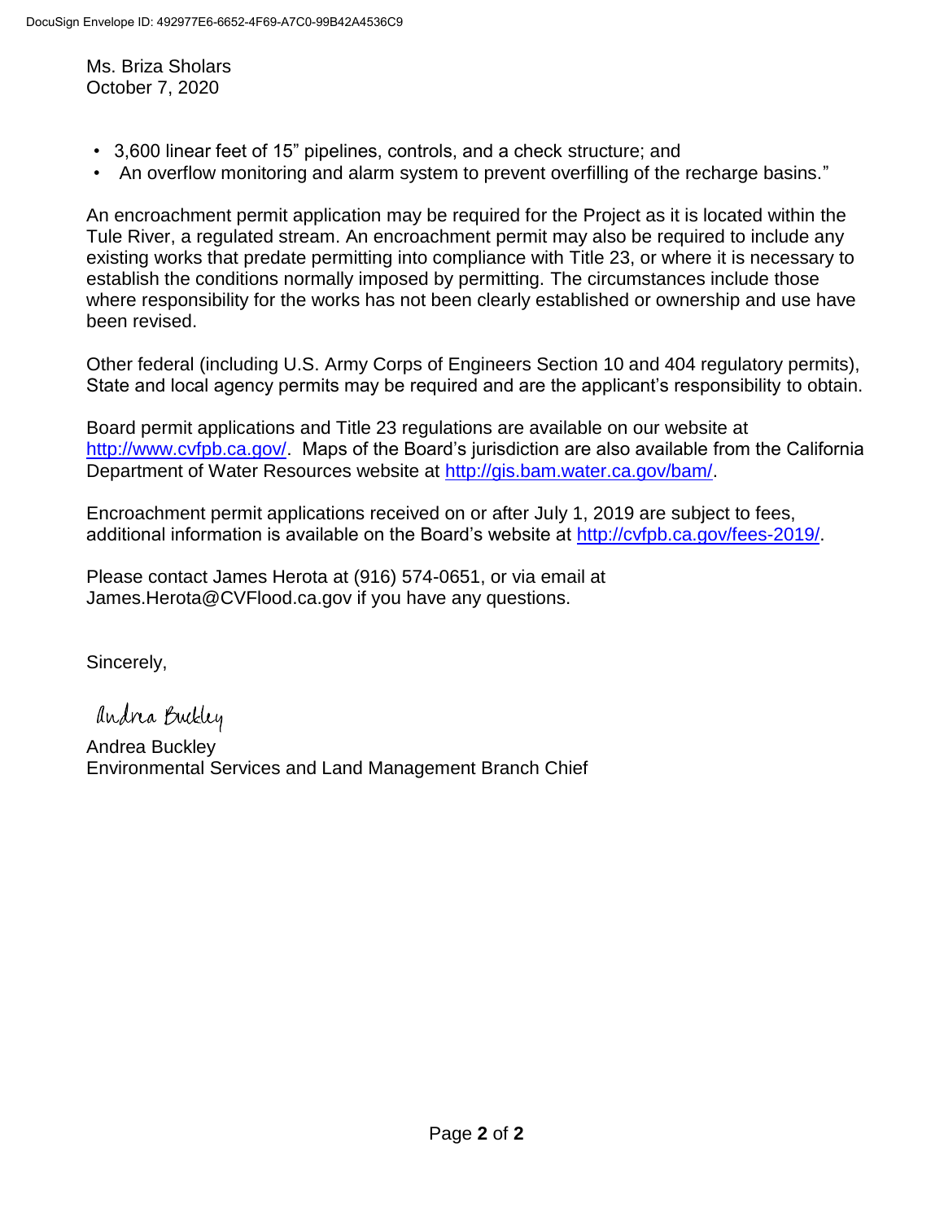Ms. Briza Sholars
October 7, 2020

- 3,600 linear feet of 15" pipelines, controls, and a check structure; and
- An overflow monitoring and alarm system to prevent overfilling of the recharge basins."

An encroachment permit application may be required for the Project as it is located within the Tule River, a regulated stream. An encroachment permit may also be required to include any existing works that predate permitting into compliance with Title 23, or where it is necessary to establish the conditions normally imposed by permitting. The circumstances include those where responsibility for the works has not been clearly established or ownership and use have been revised.

Other federal (including U.S. Army Corps of Engineers Section 10 and 404 regulatory permits), State and local agency permits may be required and are the applicant's responsibility to obtain.

Board permit applications and Title 23 regulations are available on our website at http://www.cvfpb.ca.gov/. Maps of the Board's jurisdiction are also available from the California Department of Water Resources website at http://gis.bam.water.ca.gov/bam/.

Encroachment permit applications received on or after July 1, 2019 are subject to fees, additional information is available on the Board's website at http://cvfpb.ca.gov/fees-2019/.

Please contact James Herota at (916) 574-0651, or via email at James.Herota@CVFlood.ca.gov if you have any questions.

Sincerely,

Andrea Buckley

Andrea Buckley
Environmental Services and Land Management Branch Chief